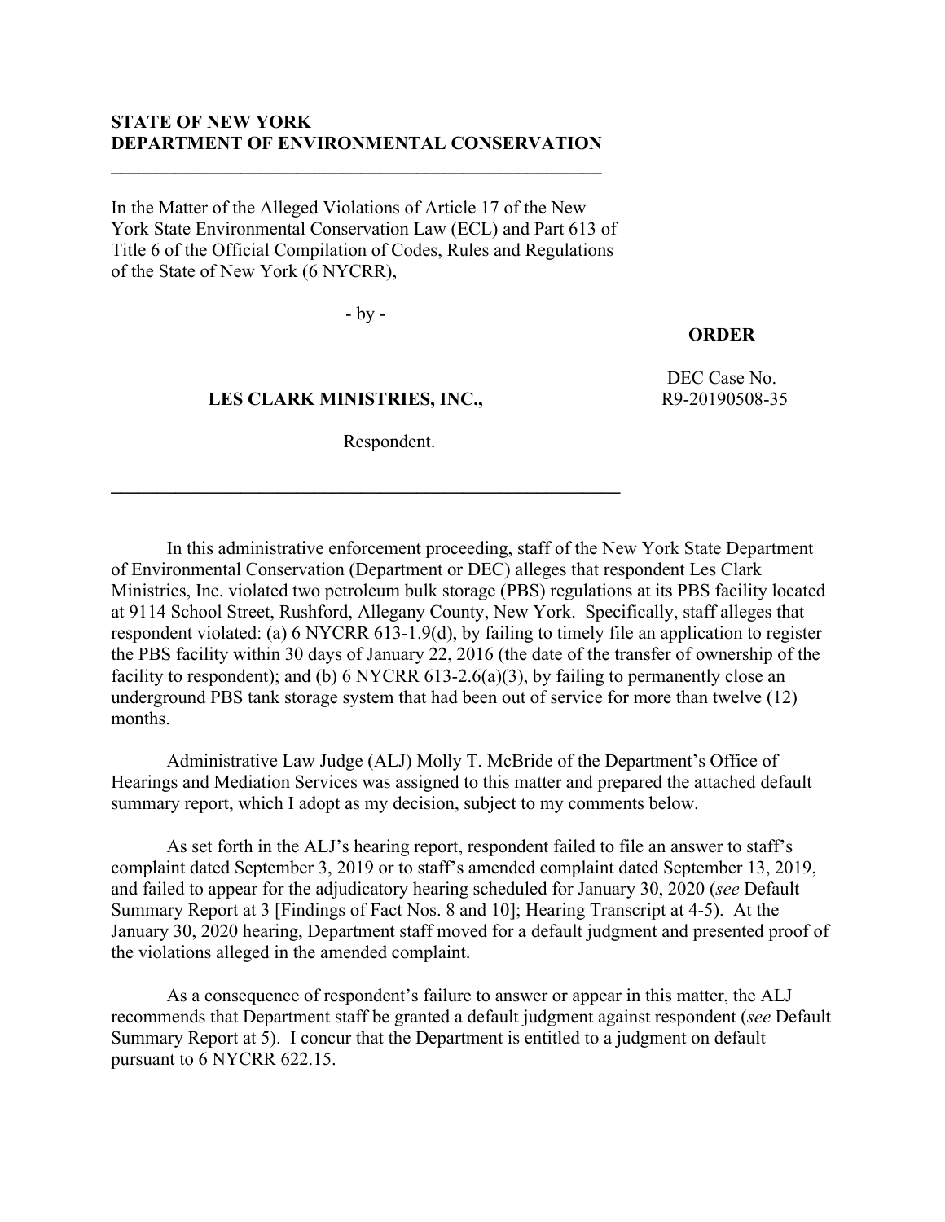**STATE OF NEW YORK**
**DEPARTMENT OF ENVIRONMENTAL CONSERVATION**

---

In the Matter of the Alleged Violations of Article 17 of the New York State Environmental Conservation Law (ECL) and Part 613 of Title 6 of the Official Compilation of Codes, Rules and Regulations of the State of New York (6 NYCRR),

- by -

**LES CLARK MINISTRIES, INC.,**

Respondent.

**ORDER**

DEC Case No. R9-20190508-35

---

In this administrative enforcement proceeding, staff of the New York State Department of Environmental Conservation (Department or DEC) alleges that respondent Les Clark Ministries, Inc. violated two petroleum bulk storage (PBS) regulations at its PBS facility located at 9114 School Street, Rushford, Allegany County, New York. Specifically, staff alleges that respondent violated: (a) 6 NYCRR 613-1.9(d), by failing to timely file an application to register the PBS facility within 30 days of January 22, 2016 (the date of the transfer of ownership of the facility to respondent); and (b) 6 NYCRR 613-2.6(a)(3), by failing to permanently close an underground PBS tank storage system that had been out of service for more than twelve (12) months.

Administrative Law Judge (ALJ) Molly T. McBride of the Department's Office of Hearings and Mediation Services was assigned to this matter and prepared the attached default summary report, which I adopt as my decision, subject to my comments below.

As set forth in the ALJ's hearing report, respondent failed to file an answer to staff's complaint dated September 3, 2019 or to staff's amended complaint dated September 13, 2019, and failed to appear for the adjudicatory hearing scheduled for January 30, 2020 (*see* Default Summary Report at 3 [Findings of Fact Nos. 8 and 10]; Hearing Transcript at 4-5). At the January 30, 2020 hearing, Department staff moved for a default judgment and presented proof of the violations alleged in the amended complaint.

As a consequence of respondent's failure to answer or appear in this matter, the ALJ recommends that Department staff be granted a default judgment against respondent (*see* Default Summary Report at 5). I concur that the Department is entitled to a judgment on default pursuant to 6 NYCRR 622.15.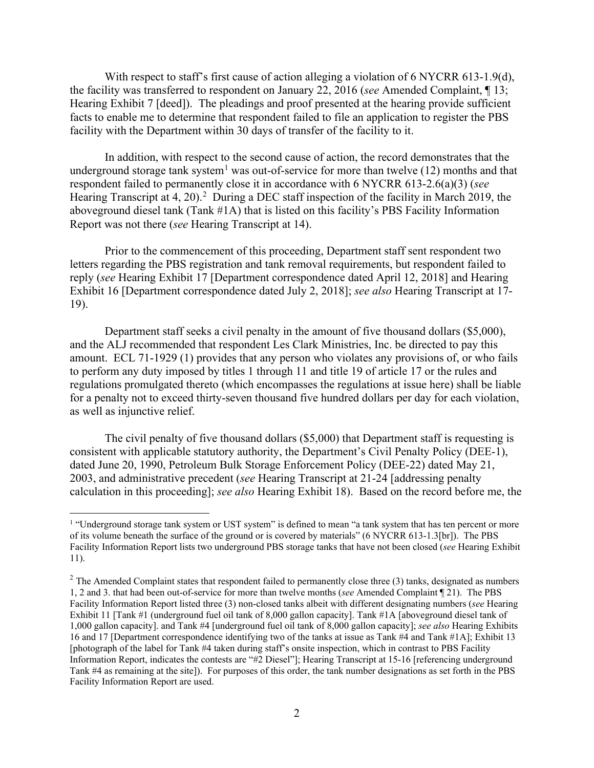With respect to staff's first cause of action alleging a violation of 6 NYCRR 613-1.9(d), the facility was transferred to respondent on January 22, 2016 (*see* Amended Complaint, ¶ 13; Hearing Exhibit 7 [deed]). The pleadings and proof presented at the hearing provide sufficient facts to enable me to determine that respondent failed to file an application to register the PBS facility with the Department within 30 days of transfer of the facility to it.

In addition, with respect to the second cause of action, the record demonstrates that the underground storage tank system[1] was out-of-service for more than twelve (12) months and that respondent failed to permanently close it in accordance with 6 NYCRR 613-2.6(a)(3) (*see* Hearing Transcript at 4, 20).[2] During a DEC staff inspection of the facility in March 2019, the aboveground diesel tank (Tank #1A) that is listed on this facility's PBS Facility Information Report was not there (*see* Hearing Transcript at 14).

Prior to the commencement of this proceeding, Department staff sent respondent two letters regarding the PBS registration and tank removal requirements, but respondent failed to reply (*see* Hearing Exhibit 17 [Department correspondence dated April 12, 2018] and Hearing Exhibit 16 [Department correspondence dated July 2, 2018]; *see also* Hearing Transcript at 17-19).

Department staff seeks a civil penalty in the amount of five thousand dollars ($5,000), and the ALJ recommended that respondent Les Clark Ministries, Inc. be directed to pay this amount. ECL 71-1929 (1) provides that any person who violates any provisions of, or who fails to perform any duty imposed by titles 1 through 11 and title 19 of article 17 or the rules and regulations promulgated thereto (which encompasses the regulations at issue here) shall be liable for a penalty not to exceed thirty-seven thousand five hundred dollars per day for each violation, as well as injunctive relief.

The civil penalty of five thousand dollars ($5,000) that Department staff is requesting is consistent with applicable statutory authority, the Department's Civil Penalty Policy (DEE-1), dated June 20, 1990, Petroleum Bulk Storage Enforcement Policy (DEE-22) dated May 21, 2003, and administrative precedent (*see* Hearing Transcript at 21-24 [addressing penalty calculation in this proceeding]; *see also* Hearing Exhibit 18). Based on the record before me, the

---

[1] "Underground storage tank system or UST system" is defined to mean "a tank system that has ten percent or more of its volume beneath the surface of the ground or is covered by materials" (6 NYCRR 613-1.3[br]). The PBS Facility Information Report lists two underground PBS storage tanks that have not been closed (*see* Hearing Exhibit 11).

[2] The Amended Complaint states that respondent failed to permanently close three (3) tanks, designated as numbers 1, 2 and 3. that had been out-of-service for more than twelve months (*see* Amended Complaint ¶ 21). The PBS Facility Information Report listed three (3) non-closed tanks albeit with different designating numbers (*see* Hearing Exhibit 11 [Tank #1 (underground fuel oil tank of 8,000 gallon capacity]. Tank #1A [aboveground diesel tank of 1,000 gallon capacity]. and Tank #4 [underground fuel oil tank of 8,000 gallon capacity]; *see also* Hearing Exhibits 16 and 17 [Department correspondence identifying two of the tanks at issue as Tank #4 and Tank #1A]; Exhibit 13 [photograph of the label for Tank #4 taken during staff's onsite inspection, which in contrast to PBS Facility Information Report, indicates the contests are "#2 Diesel"]; Hearing Transcript at 15-16 [referencing underground Tank #4 as remaining at the site]). For purposes of this order, the tank number designations as set forth in the PBS Facility Information Report are used.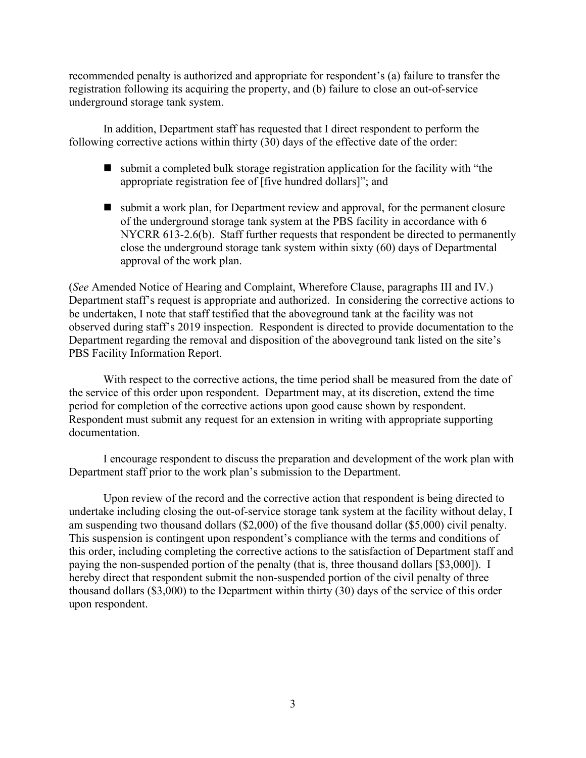recommended penalty is authorized and appropriate for respondent's (a) failure to transfer the registration following its acquiring the property, and (b) failure to close an out-of-service underground storage tank system.

In addition, Department staff has requested that I direct respondent to perform the following corrective actions within thirty (30) days of the effective date of the order:

- submit a completed bulk storage registration application for the facility with "the appropriate registration fee of [five hundred dollars]"; and

- submit a work plan, for Department review and approval, for the permanent closure of the underground storage tank system at the PBS facility in accordance with 6 NYCRR 613-2.6(b). Staff further requests that respondent be directed to permanently close the underground storage tank system within sixty (60) days of Departmental approval of the work plan.

(*See* Amended Notice of Hearing and Complaint, Wherefore Clause, paragraphs III and IV.) Department staff's request is appropriate and authorized. In considering the corrective actions to be undertaken, I note that staff testified that the aboveground tank at the facility was not observed during staff's 2019 inspection. Respondent is directed to provide documentation to the Department regarding the removal and disposition of the aboveground tank listed on the site's PBS Facility Information Report.

With respect to the corrective actions, the time period shall be measured from the date of the service of this order upon respondent. Department may, at its discretion, extend the time period for completion of the corrective actions upon good cause shown by respondent. Respondent must submit any request for an extension in writing with appropriate supporting documentation.

I encourage respondent to discuss the preparation and development of the work plan with Department staff prior to the work plan's submission to the Department.

Upon review of the record and the corrective action that respondent is being directed to undertake including closing the out-of-service storage tank system at the facility without delay, I am suspending two thousand dollars ($2,000) of the five thousand dollar ($5,000) civil penalty. This suspension is contingent upon respondent's compliance with the terms and conditions of this order, including completing the corrective actions to the satisfaction of Department staff and paying the non-suspended portion of the penalty (that is, three thousand dollars [$3,000]). I hereby direct that respondent submit the non-suspended portion of the civil penalty of three thousand dollars ($3,000) to the Department within thirty (30) days of the service of this order upon respondent.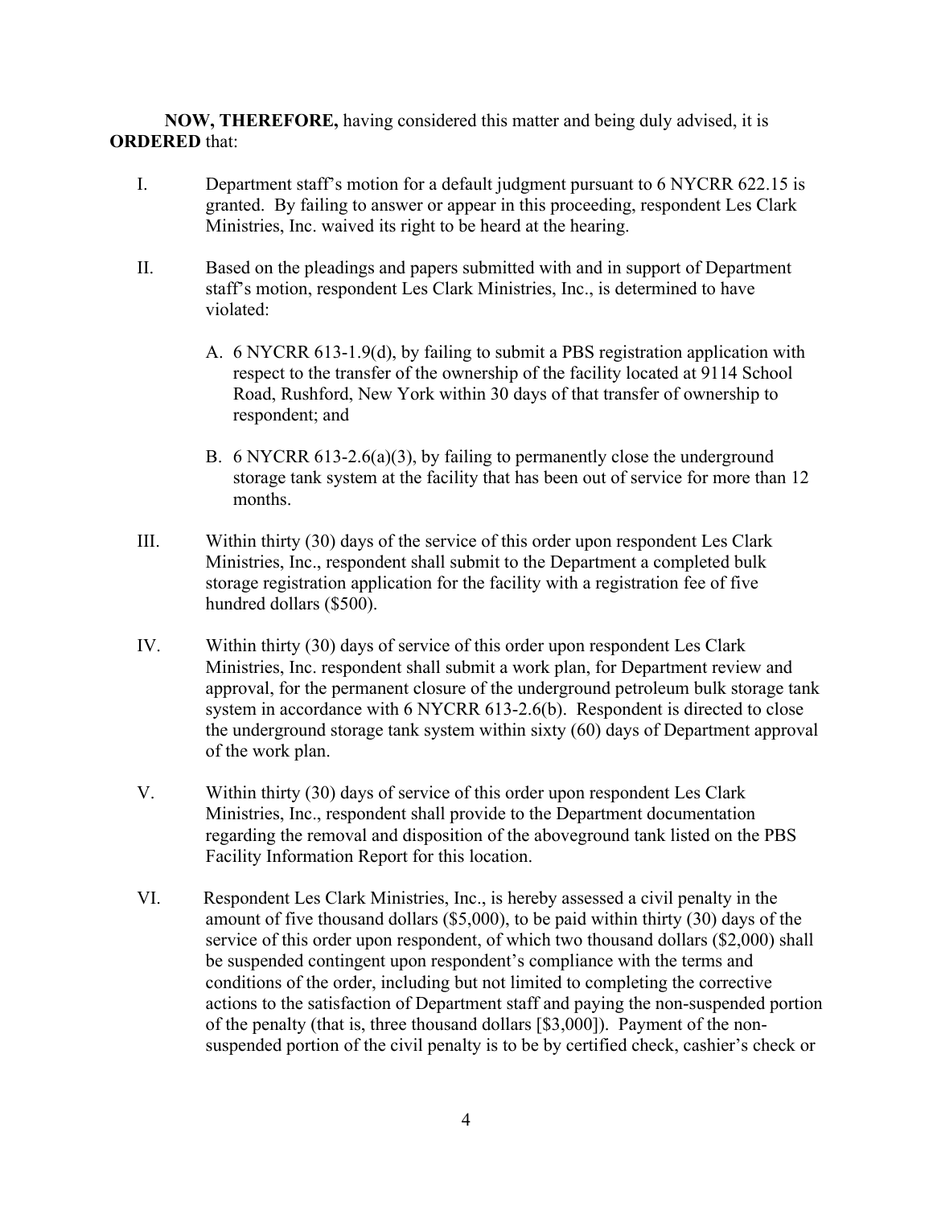**NOW, THEREFORE,** having considered this matter and being duly advised, it is **ORDERED** that:

I. Department staff's motion for a default judgment pursuant to 6 NYCRR 622.15 is granted. By failing to answer or appear in this proceeding, respondent Les Clark Ministries, Inc. waived its right to be heard at the hearing.

II. Based on the pleadings and papers submitted with and in support of Department staff's motion, respondent Les Clark Ministries, Inc., is determined to have violated:

   A. 6 NYCRR 613-1.9(d), by failing to submit a PBS registration application with respect to the transfer of the ownership of the facility located at 9114 School Road, Rushford, New York within 30 days of that transfer of ownership to respondent; and

   B. 6 NYCRR 613-2.6(a)(3), by failing to permanently close the underground storage tank system at the facility that has been out of service for more than 12 months.

III. Within thirty (30) days of the service of this order upon respondent Les Clark Ministries, Inc., respondent shall submit to the Department a completed bulk storage registration application for the facility with a registration fee of five hundred dollars ($500).

IV. Within thirty (30) days of service of this order upon respondent Les Clark Ministries, Inc. respondent shall submit a work plan, for Department review and approval, for the permanent closure of the underground petroleum bulk storage tank system in accordance with 6 NYCRR 613-2.6(b). Respondent is directed to close the underground storage tank system within sixty (60) days of Department approval of the work plan.

V. Within thirty (30) days of service of this order upon respondent Les Clark Ministries, Inc., respondent shall provide to the Department documentation regarding the removal and disposition of the aboveground tank listed on the PBS Facility Information Report for this location.

VI. Respondent Les Clark Ministries, Inc., is hereby assessed a civil penalty in the amount of five thousand dollars ($5,000), to be paid within thirty (30) days of the service of this order upon respondent, of which two thousand dollars ($2,000) shall be suspended contingent upon respondent's compliance with the terms and conditions of the order, including but not limited to completing the corrective actions to the satisfaction of Department staff and paying the non-suspended portion of the penalty (that is, three thousand dollars [$3,000]). Payment of the non-suspended portion of the civil penalty is to be by certified check, cashier's check or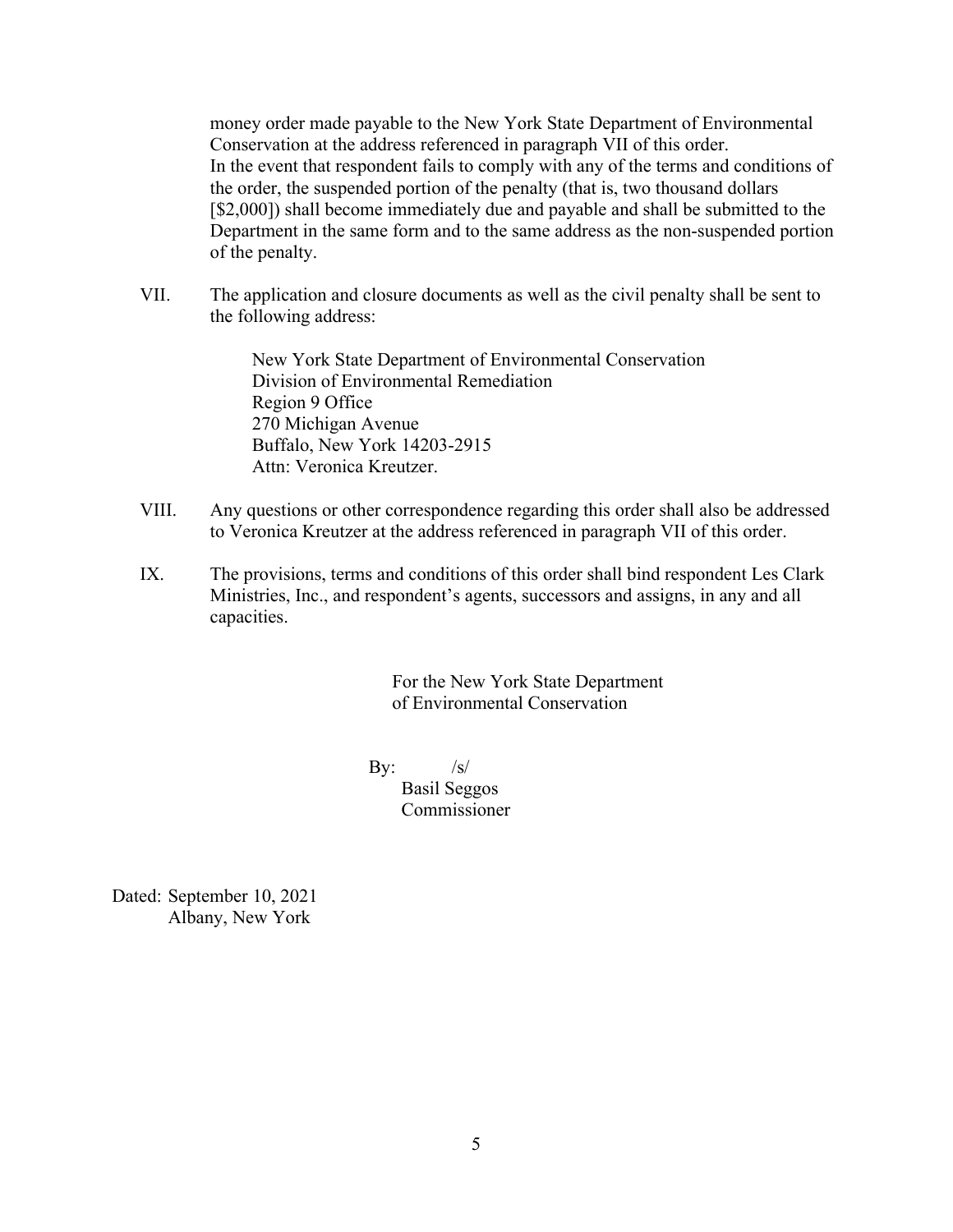money order made payable to the New York State Department of Environmental Conservation at the address referenced in paragraph VII of this order. In the event that respondent fails to comply with any of the terms and conditions of the order, the suspended portion of the penalty (that is, two thousand dollars [$2,000]) shall become immediately due and payable and shall be submitted to the Department in the same form and to the same address as the non-suspended portion of the penalty.

VII. The application and closure documents as well as the civil penalty shall be sent to the following address:

> New York State Department of Environmental Conservation
> Division of Environmental Remediation
> Region 9 Office
> 270 Michigan Avenue
> Buffalo, New York 14203-2915
> Attn: Veronica Kreutzer.

VIII. Any questions or other correspondence regarding this order shall also be addressed to Veronica Kreutzer at the address referenced in paragraph VII of this order.

IX. The provisions, terms and conditions of this order shall bind respondent Les Clark Ministries, Inc., and respondent's agents, successors and assigns, in any and all capacities.

For the New York State Department of Environmental Conservation

By: /s/
Basil Seggos
Commissioner

Dated: September 10, 2021
Albany, New York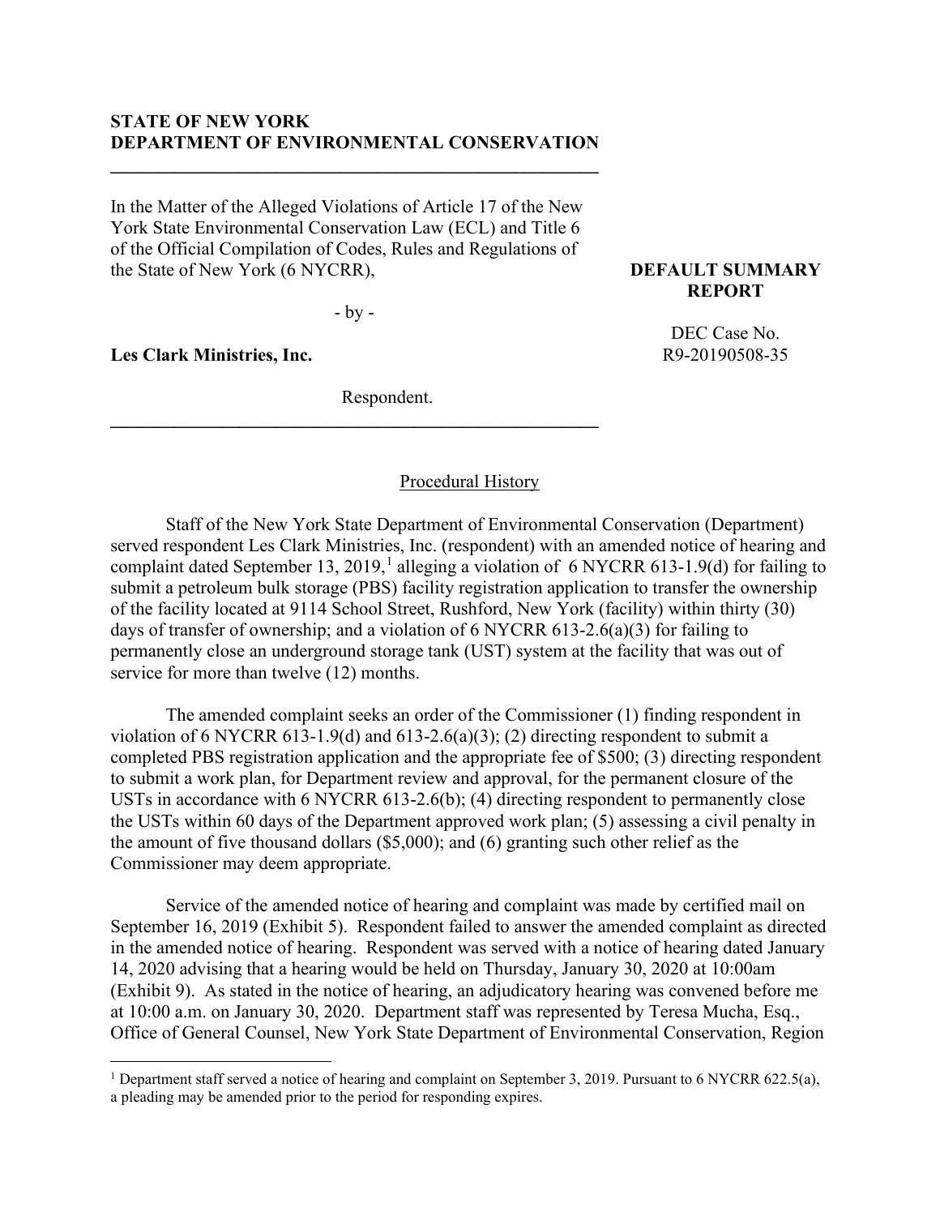**STATE OF NEW YORK**
**DEPARTMENT OF ENVIRONMENTAL CONSERVATION**

---

In the Matter of the Alleged Violations of Article 17 of the New York State Environmental Conservation Law (ECL) and Title 6 of the Official Compilation of Codes, Rules and Regulations of the State of New York (6 NYCRR),

- by -

**Les Clark Ministries, Inc.**

Respondent.

---

**DEFAULT SUMMARY REPORT**

DEC Case No.
R9-20190508-35

## Procedural History

Staff of the New York State Department of Environmental Conservation (Department) served respondent Les Clark Ministries, Inc. (respondent) with an amended notice of hearing and complaint dated September 13, 2019,[1] alleging a violation of 6 NYCRR 613-1.9(d) for failing to submit a petroleum bulk storage (PBS) facility registration application to transfer the ownership of the facility located at 9114 School Street, Rushford, New York (facility) within thirty (30) days of transfer of ownership; and a violation of 6 NYCRR 613-2.6(a)(3) for failing to permanently close an underground storage tank (UST) system at the facility that was out of service for more than twelve (12) months.

The amended complaint seeks an order of the Commissioner (1) finding respondent in violation of 6 NYCRR 613-1.9(d) and 613-2.6(a)(3); (2) directing respondent to submit a completed PBS registration application and the appropriate fee of $500; (3) directing respondent to submit a work plan, for Department review and approval, for the permanent closure of the USTs in accordance with 6 NYCRR 613-2.6(b); (4) directing respondent to permanently close the USTs within 60 days of the Department approved work plan; (5) assessing a civil penalty in the amount of five thousand dollars ($5,000); and (6) granting such other relief as the Commissioner may deem appropriate.

Service of the amended notice of hearing and complaint was made by certified mail on September 16, 2019 (Exhibit 5). Respondent failed to answer the amended complaint as directed in the amended notice of hearing. Respondent was served with a notice of hearing dated January 14, 2020 advising that a hearing would be held on Thursday, January 30, 2020 at 10:00am (Exhibit 9). As stated in the notice of hearing, an adjudicatory hearing was convened before me at 10:00 a.m. on January 30, 2020. Department staff was represented by Teresa Mucha, Esq., Office of General Counsel, New York State Department of Environmental Conservation, Region

---

[1] Department staff served a notice of hearing and complaint on September 3, 2019. Pursuant to 6 NYCRR 622.5(a), a pleading may be amended prior to the period for responding expires.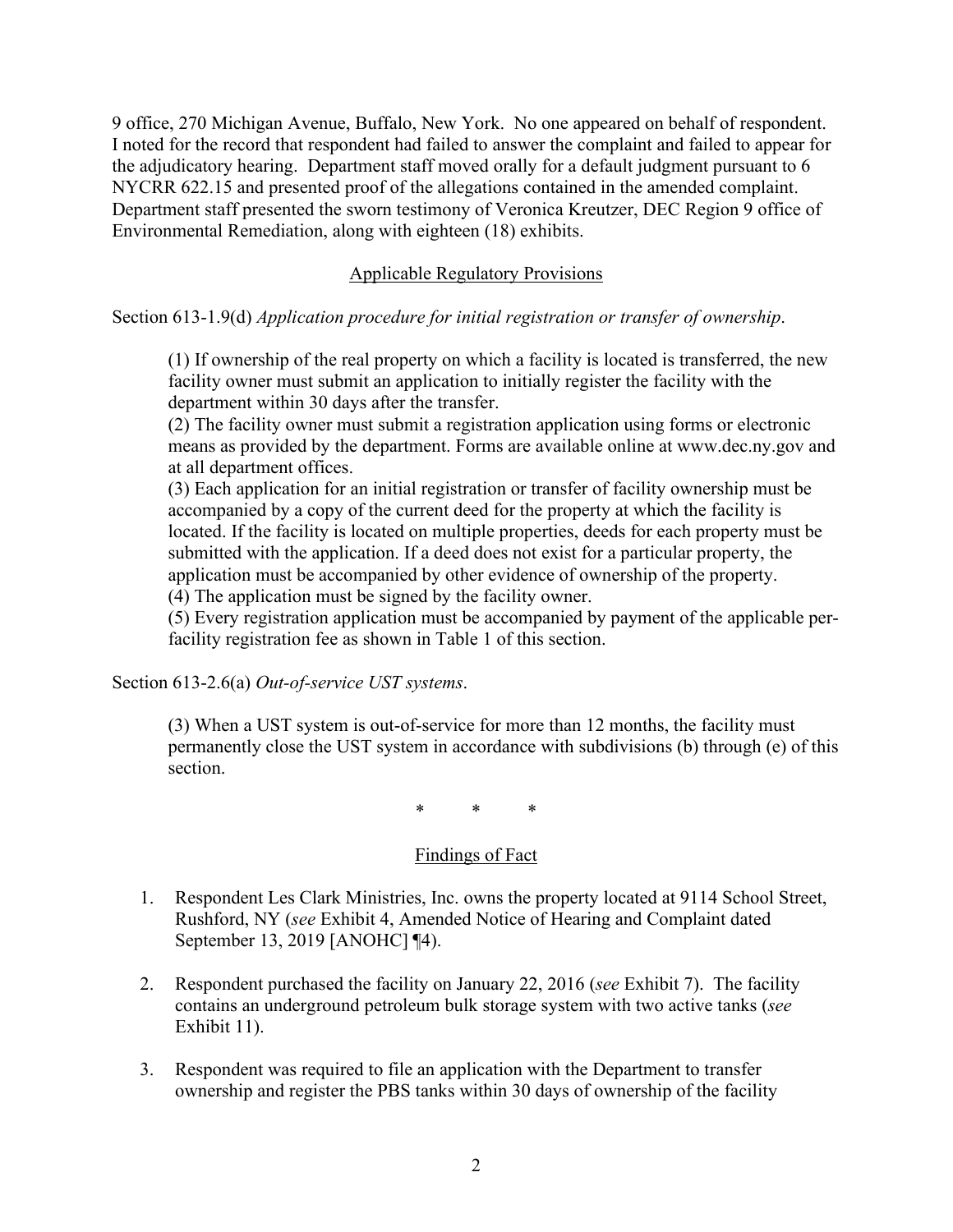9 office, 270 Michigan Avenue, Buffalo, New York. No one appeared on behalf of respondent. I noted for the record that respondent had failed to answer the complaint and failed to appear for the adjudicatory hearing. Department staff moved orally for a default judgment pursuant to 6 NYCRR 622.15 and presented proof of the allegations contained in the amended complaint. Department staff presented the sworn testimony of Veronica Kreutzer, DEC Region 9 office of Environmental Remediation, along with eighteen (18) exhibits.

## Applicable Regulatory Provisions

Section 613-1.9(d) *Application procedure for initial registration or transfer of ownership*.

> (1) If ownership of the real property on which a facility is located is transferred, the new facility owner must submit an application to initially register the facility with the department within 30 days after the transfer.
> (2) The facility owner must submit a registration application using forms or electronic means as provided by the department. Forms are available online at www.dec.ny.gov and at all department offices.
> (3) Each application for an initial registration or transfer of facility ownership must be accompanied by a copy of the current deed for the property at which the facility is located. If the facility is located on multiple properties, deeds for each property must be submitted with the application. If a deed does not exist for a particular property, the application must be accompanied by other evidence of ownership of the property.
> (4) The application must be signed by the facility owner.
> (5) Every registration application must be accompanied by payment of the applicable per-facility registration fee as shown in Table 1 of this section.

Section 613-2.6(a) *Out-of-service UST systems*.

> (3) When a UST system is out-of-service for more than 12 months, the facility must permanently close the UST system in accordance with subdivisions (b) through (e) of this section.

\* \* \*

## Findings of Fact

1. Respondent Les Clark Ministries, Inc. owns the property located at 9114 School Street, Rushford, NY (*see* Exhibit 4, Amended Notice of Hearing and Complaint dated September 13, 2019 [ANOHC] ¶4).

2. Respondent purchased the facility on January 22, 2016 (*see* Exhibit 7). The facility contains an underground petroleum bulk storage system with two active tanks (*see* Exhibit 11).

3. Respondent was required to file an application with the Department to transfer ownership and register the PBS tanks within 30 days of ownership of the facility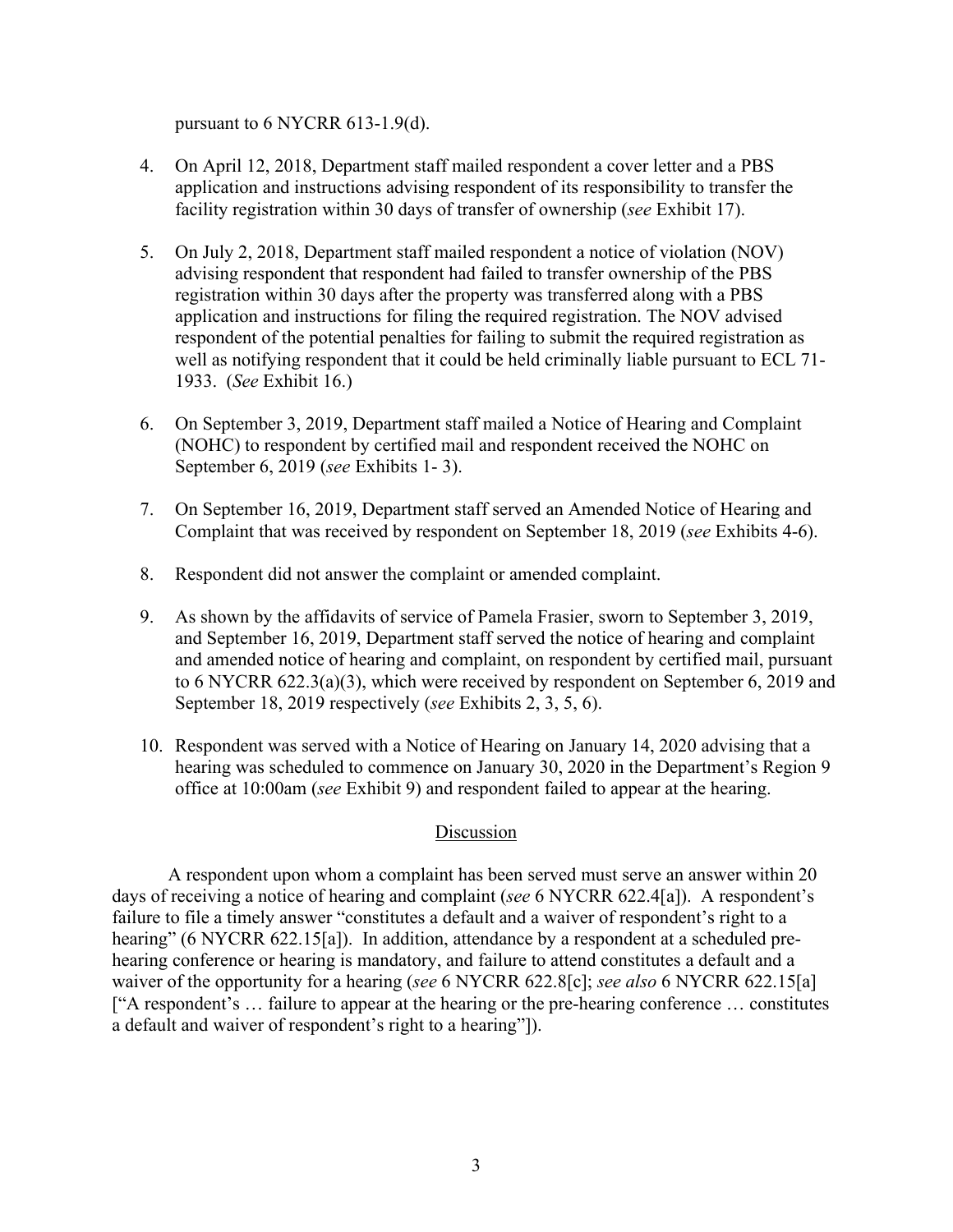pursuant to 6 NYCRR 613-1.9(d).

4. On April 12, 2018, Department staff mailed respondent a cover letter and a PBS application and instructions advising respondent of its responsibility to transfer the facility registration within 30 days of transfer of ownership (*see* Exhibit 17).

5. On July 2, 2018, Department staff mailed respondent a notice of violation (NOV) advising respondent that respondent had failed to transfer ownership of the PBS registration within 30 days after the property was transferred along with a PBS application and instructions for filing the required registration. The NOV advised respondent of the potential penalties for failing to submit the required registration as well as notifying respondent that it could be held criminally liable pursuant to ECL 71-1933. (*See* Exhibit 16.)

6. On September 3, 2019, Department staff mailed a Notice of Hearing and Complaint (NOHC) to respondent by certified mail and respondent received the NOHC on September 6, 2019 (*see* Exhibits 1- 3).

7. On September 16, 2019, Department staff served an Amended Notice of Hearing and Complaint that was received by respondent on September 18, 2019 (*see* Exhibits 4-6).

8. Respondent did not answer the complaint or amended complaint.

9. As shown by the affidavits of service of Pamela Frasier, sworn to September 3, 2019, and September 16, 2019, Department staff served the notice of hearing and complaint and amended notice of hearing and complaint, on respondent by certified mail, pursuant to 6 NYCRR 622.3(a)(3), which were received by respondent on September 6, 2019 and September 18, 2019 respectively (*see* Exhibits 2, 3, 5, 6).

10. Respondent was served with a Notice of Hearing on January 14, 2020 advising that a hearing was scheduled to commence on January 30, 2020 in the Department's Region 9 office at 10:00am (*see* Exhibit 9) and respondent failed to appear at the hearing.

## Discussion

A respondent upon whom a complaint has been served must serve an answer within 20 days of receiving a notice of hearing and complaint (*see* 6 NYCRR 622.4[a]). A respondent's failure to file a timely answer "constitutes a default and a waiver of respondent's right to a hearing" (6 NYCRR 622.15[a]). In addition, attendance by a respondent at a scheduled pre-hearing conference or hearing is mandatory, and failure to attend constitutes a default and a waiver of the opportunity for a hearing (*see* 6 NYCRR 622.8[c]; *see also* 6 NYCRR 622.15[a] ["A respondent's … failure to appear at the hearing or the pre-hearing conference … constitutes a default and waiver of respondent's right to a hearing"]).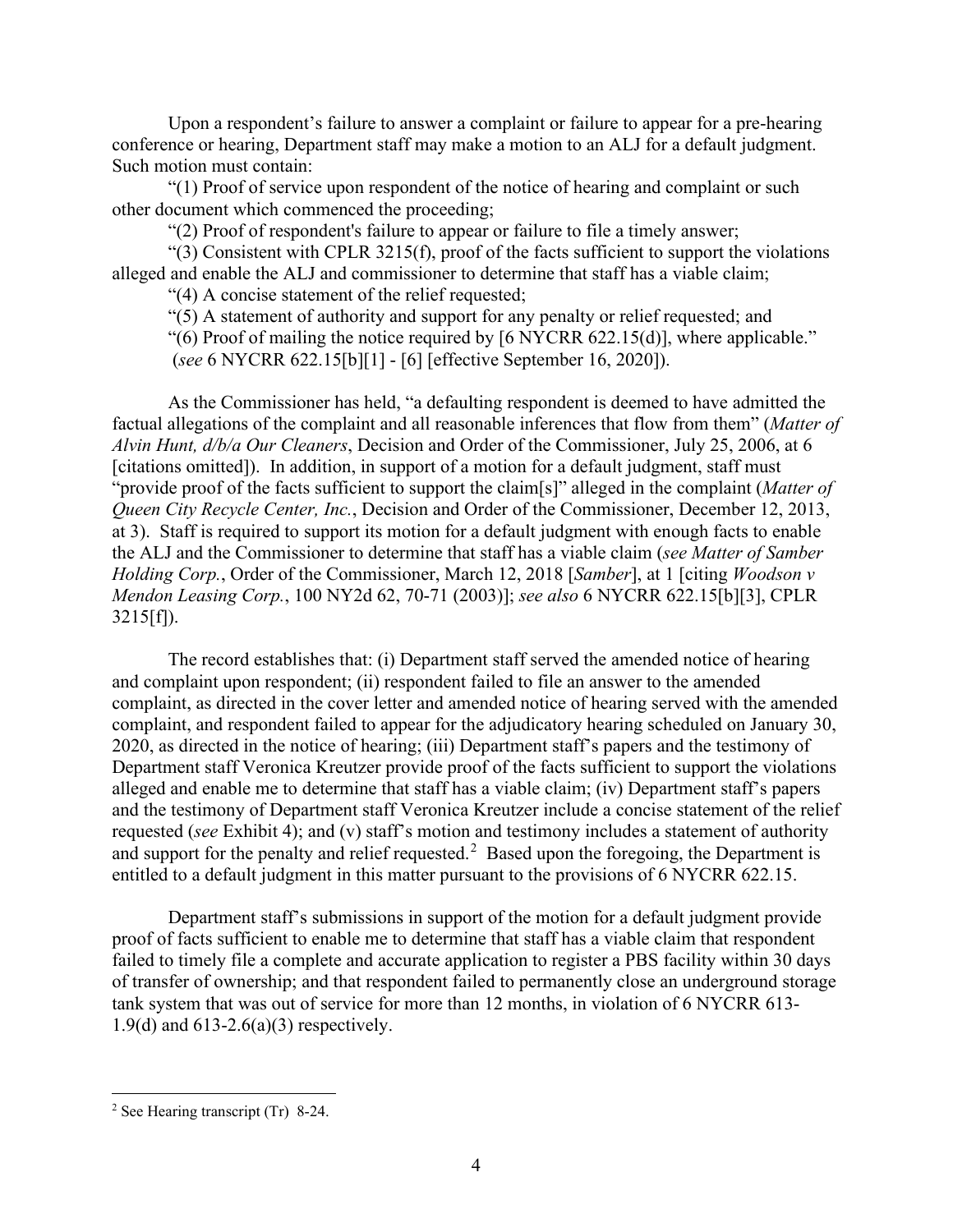Upon a respondent's failure to answer a complaint or failure to appear for a pre-hearing conference or hearing, Department staff may make a motion to an ALJ for a default judgment. Such motion must contain:

"(1) Proof of service upon respondent of the notice of hearing and complaint or such other document which commenced the proceeding;

"(2) Proof of respondent's failure to appear or failure to file a timely answer;

"(3) Consistent with CPLR 3215(f), proof of the facts sufficient to support the violations alleged and enable the ALJ and commissioner to determine that staff has a viable claim;

"(4) A concise statement of the relief requested;

"(5) A statement of authority and support for any penalty or relief requested; and

"(6) Proof of mailing the notice required by [6 NYCRR 622.15(d)], where applicable." (*see* 6 NYCRR 622.15[b][1] - [6] [effective September 16, 2020]).

As the Commissioner has held, "a defaulting respondent is deemed to have admitted the factual allegations of the complaint and all reasonable inferences that flow from them" (*Matter of Alvin Hunt, d/b/a Our Cleaners*, Decision and Order of the Commissioner, July 25, 2006, at 6 [citations omitted]). In addition, in support of a motion for a default judgment, staff must "provide proof of the facts sufficient to support the claim[s]" alleged in the complaint (*Matter of Queen City Recycle Center, Inc.*, Decision and Order of the Commissioner, December 12, 2013, at 3). Staff is required to support its motion for a default judgment with enough facts to enable the ALJ and the Commissioner to determine that staff has a viable claim (*see Matter of Samber Holding Corp.*, Order of the Commissioner, March 12, 2018 [*Samber*], at 1 [citing *Woodson v Mendon Leasing Corp.*, 100 NY2d 62, 70-71 (2003)]; *see also* 6 NYCRR 622.15[b][3], CPLR 3215[f]).

The record establishes that: (i) Department staff served the amended notice of hearing and complaint upon respondent; (ii) respondent failed to file an answer to the amended complaint, as directed in the cover letter and amended notice of hearing served with the amended complaint, and respondent failed to appear for the adjudicatory hearing scheduled on January 30, 2020, as directed in the notice of hearing; (iii) Department staff's papers and the testimony of Department staff Veronica Kreutzer provide proof of the facts sufficient to support the violations alleged and enable me to determine that staff has a viable claim; (iv) Department staff's papers and the testimony of Department staff Veronica Kreutzer include a concise statement of the relief requested (*see* Exhibit 4); and (v) staff's motion and testimony includes a statement of authority and support for the penalty and relief requested.[2] Based upon the foregoing, the Department is entitled to a default judgment in this matter pursuant to the provisions of 6 NYCRR 622.15.

Department staff's submissions in support of the motion for a default judgment provide proof of facts sufficient to enable me to determine that staff has a viable claim that respondent failed to timely file a complete and accurate application to register a PBS facility within 30 days of transfer of ownership; and that respondent failed to permanently close an underground storage tank system that was out of service for more than 12 months, in violation of 6 NYCRR 613-1.9(d) and 613-2.6(a)(3) respectively.

---

[2] See Hearing transcript (Tr) 8-24.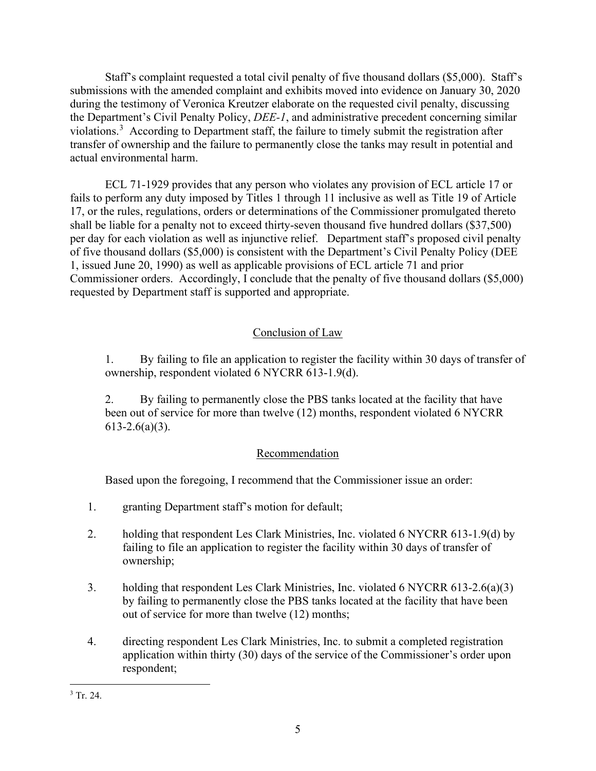Staff's complaint requested a total civil penalty of five thousand dollars ($5,000). Staff's submissions with the amended complaint and exhibits moved into evidence on January 30, 2020 during the testimony of Veronica Kreutzer elaborate on the requested civil penalty, discussing the Department's Civil Penalty Policy, *DEE-1*, and administrative precedent concerning similar violations.[3] According to Department staff, the failure to timely submit the registration after transfer of ownership and the failure to permanently close the tanks may result in potential and actual environmental harm.

ECL 71-1929 provides that any person who violates any provision of ECL article 17 or fails to perform any duty imposed by Titles 1 through 11 inclusive as well as Title 19 of Article 17, or the rules, regulations, orders or determinations of the Commissioner promulgated thereto shall be liable for a penalty not to exceed thirty-seven thousand five hundred dollars ($37,500) per day for each violation as well as injunctive relief. Department staff's proposed civil penalty of five thousand dollars ($5,000) is consistent with the Department's Civil Penalty Policy (DEE 1, issued June 20, 1990) as well as applicable provisions of ECL article 71 and prior Commissioner orders. Accordingly, I conclude that the penalty of five thousand dollars ($5,000) requested by Department staff is supported and appropriate.

## Conclusion of Law

1. By failing to file an application to register the facility within 30 days of transfer of ownership, respondent violated 6 NYCRR 613-1.9(d).

2. By failing to permanently close the PBS tanks located at the facility that have been out of service for more than twelve (12) months, respondent violated 6 NYCRR 613-2.6(a)(3).

## Recommendation

Based upon the foregoing, I recommend that the Commissioner issue an order:

1. granting Department staff's motion for default;

2. holding that respondent Les Clark Ministries, Inc. violated 6 NYCRR 613-1.9(d) by failing to file an application to register the facility within 30 days of transfer of ownership;

3. holding that respondent Les Clark Ministries, Inc. violated 6 NYCRR 613-2.6(a)(3) by failing to permanently close the PBS tanks located at the facility that have been out of service for more than twelve (12) months;

4. directing respondent Les Clark Ministries, Inc. to submit a completed registration application within thirty (30) days of the service of the Commissioner's order upon respondent;

---

[3] Tr. 24.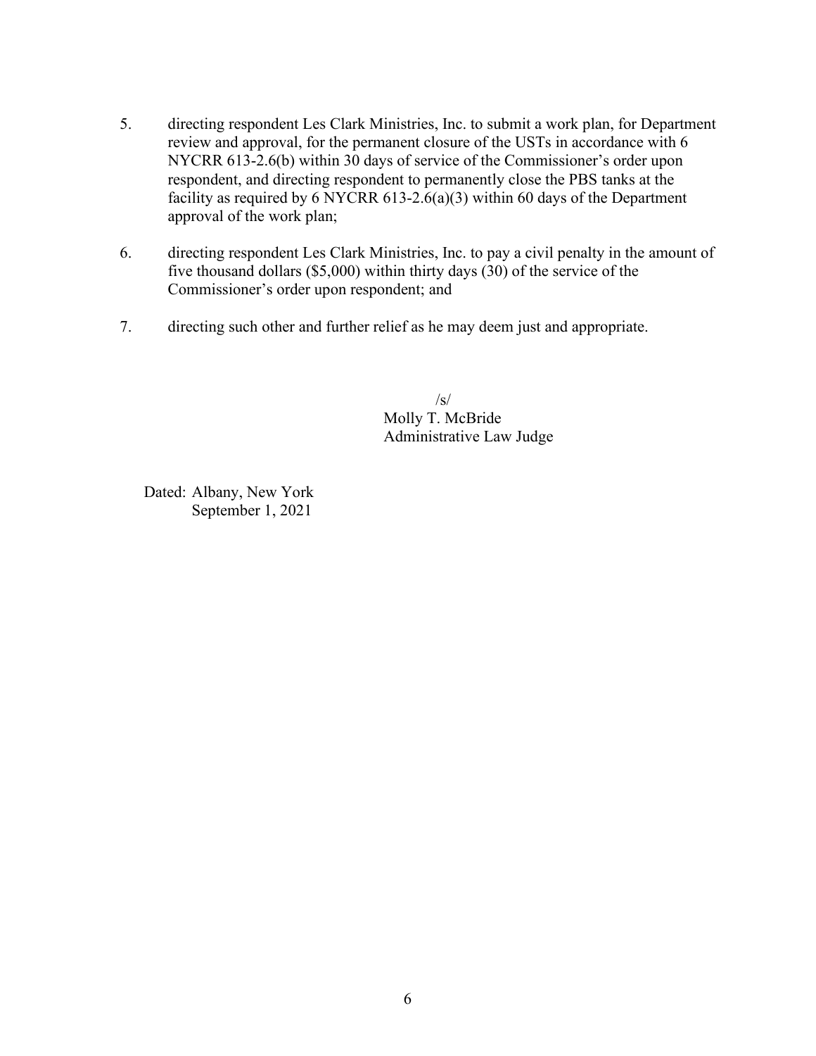5. directing respondent Les Clark Ministries, Inc. to submit a work plan, for Department review and approval, for the permanent closure of the USTs in accordance with 6 NYCRR 613-2.6(b) within 30 days of service of the Commissioner's order upon respondent, and directing respondent to permanently close the PBS tanks at the facility as required by 6 NYCRR 613-2.6(a)(3) within 60 days of the Department approval of the work plan;

6. directing respondent Les Clark Ministries, Inc. to pay a civil penalty in the amount of five thousand dollars ($5,000) within thirty days (30) of the service of the Commissioner's order upon respondent; and

7. directing such other and further relief as he may deem just and appropriate.

/s/
Molly T. McBride
Administrative Law Judge

Dated: Albany, New York
September 1, 2021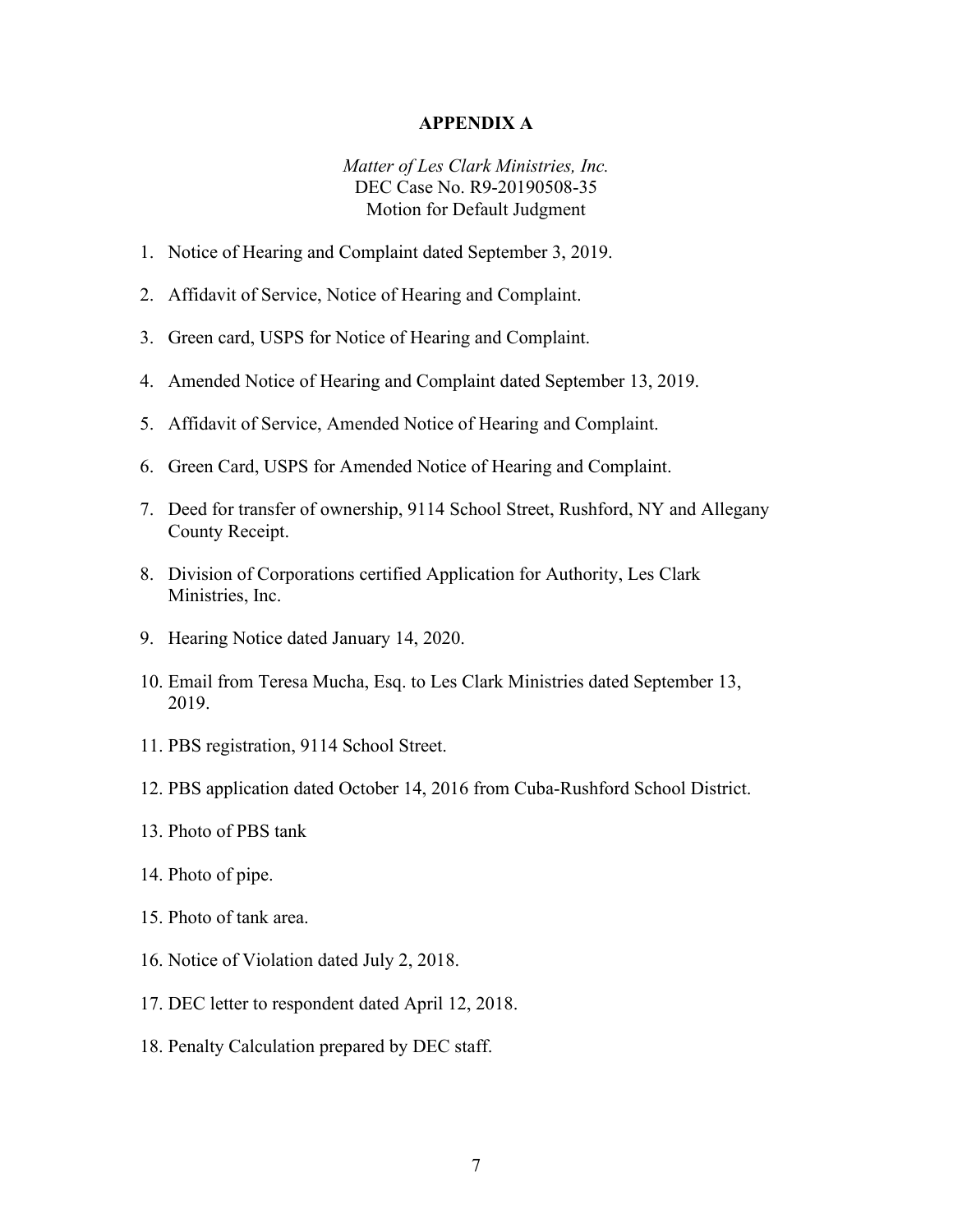# APPENDIX A

*Matter of Les Clark Ministries, Inc.*
DEC Case No. R9-20190508-35
Motion for Default Judgment

1. Notice of Hearing and Complaint dated September 3, 2019.
2. Affidavit of Service, Notice of Hearing and Complaint.
3. Green card, USPS for Notice of Hearing and Complaint.
4. Amended Notice of Hearing and Complaint dated September 13, 2019.
5. Affidavit of Service, Amended Notice of Hearing and Complaint.
6. Green Card, USPS for Amended Notice of Hearing and Complaint.
7. Deed for transfer of ownership, 9114 School Street, Rushford, NY and Allegany County Receipt.
8. Division of Corporations certified Application for Authority, Les Clark Ministries, Inc.
9. Hearing Notice dated January 14, 2020.
10. Email from Teresa Mucha, Esq. to Les Clark Ministries dated September 13, 2019.
11. PBS registration, 9114 School Street.
12. PBS application dated October 14, 2016 from Cuba-Rushford School District.
13. Photo of PBS tank
14. Photo of pipe.
15. Photo of tank area.
16. Notice of Violation dated July 2, 2018.
17. DEC letter to respondent dated April 12, 2018.
18. Penalty Calculation prepared by DEC staff.